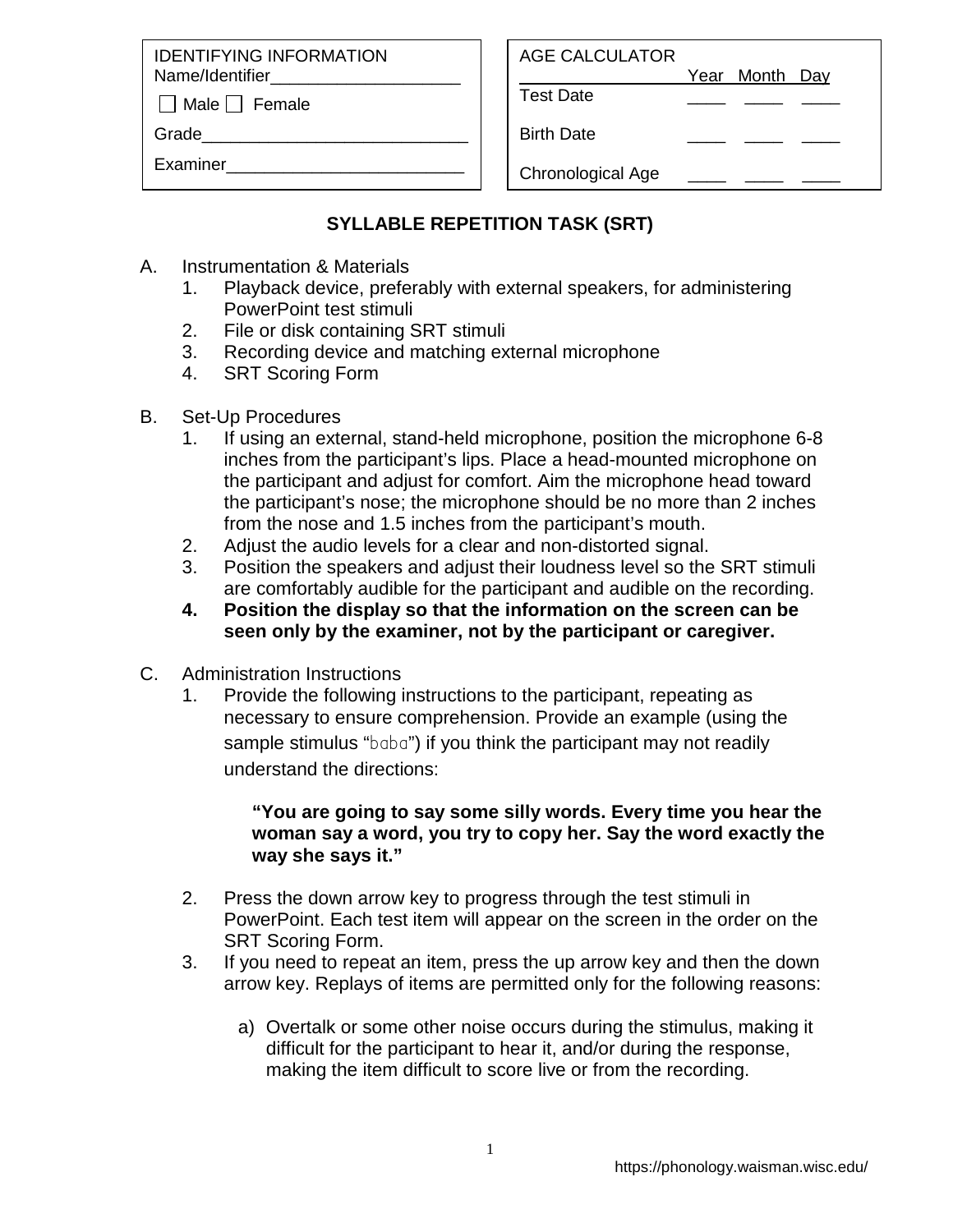| IDENTIFYING INFORMATION | |
|---|---|
| Name/Identifier___________________ | |
| ☐ Male ☐ Female | |
| Grade___________________________ | |
| Examiner________________________ | |

| AGE CALCULATOR | Year | Month | Day |
|---|---|---|---|
| Test Date | ____ | ____ | ____ |
| Birth Date | ____ | ____ | ____ |
| Chronological Age | ____ | ____ | ____ |

## SYLLABLE REPETITION TASK (SRT)

A. Instrumentation & Materials
   1. Playback device, preferably with external speakers, for administering PowerPoint test stimuli
   2. File or disk containing SRT stimuli
   3. Recording device and matching external microphone
   4. SRT Scoring Form

B. Set-Up Procedures
   1. If using an external, stand-held microphone, position the microphone 6-8 inches from the participant's lips. Place a head-mounted microphone on the participant and adjust for comfort. Aim the microphone head toward the participant's nose; the microphone should be no more than 2 inches from the nose and 1.5 inches from the participant's mouth.
   2. Adjust the audio levels for a clear and non-distorted signal.
   3. Position the speakers and adjust their loudness level so the SRT stimuli are comfortably audible for the participant and audible on the recording.
   4. **Position the display so that the information on the screen can be seen only by the examiner, not by the participant or caregiver.**

C. Administration Instructions
   1. Provide the following instructions to the participant, repeating as necessary to ensure comprehension. Provide an example (using the sample stimulus "baba") if you think the participant may not readily understand the directions:

      **"You are going to say some silly words. Every time you hear the woman say a word, you try to copy her. Say the word exactly the way she says it."**

   2. Press the down arrow key to progress through the test stimuli in PowerPoint. Each test item will appear on the screen in the order on the SRT Scoring Form.
   3. If you need to repeat an item, press the up arrow key and then the down arrow key. Replays of items are permitted only for the following reasons:

      a) Overtalk or some other noise occurs during the stimulus, making it difficult for the participant to hear it, and/or during the response, making the item difficult to score live or from the recording.

https://phonology.waisman.wisc.edu/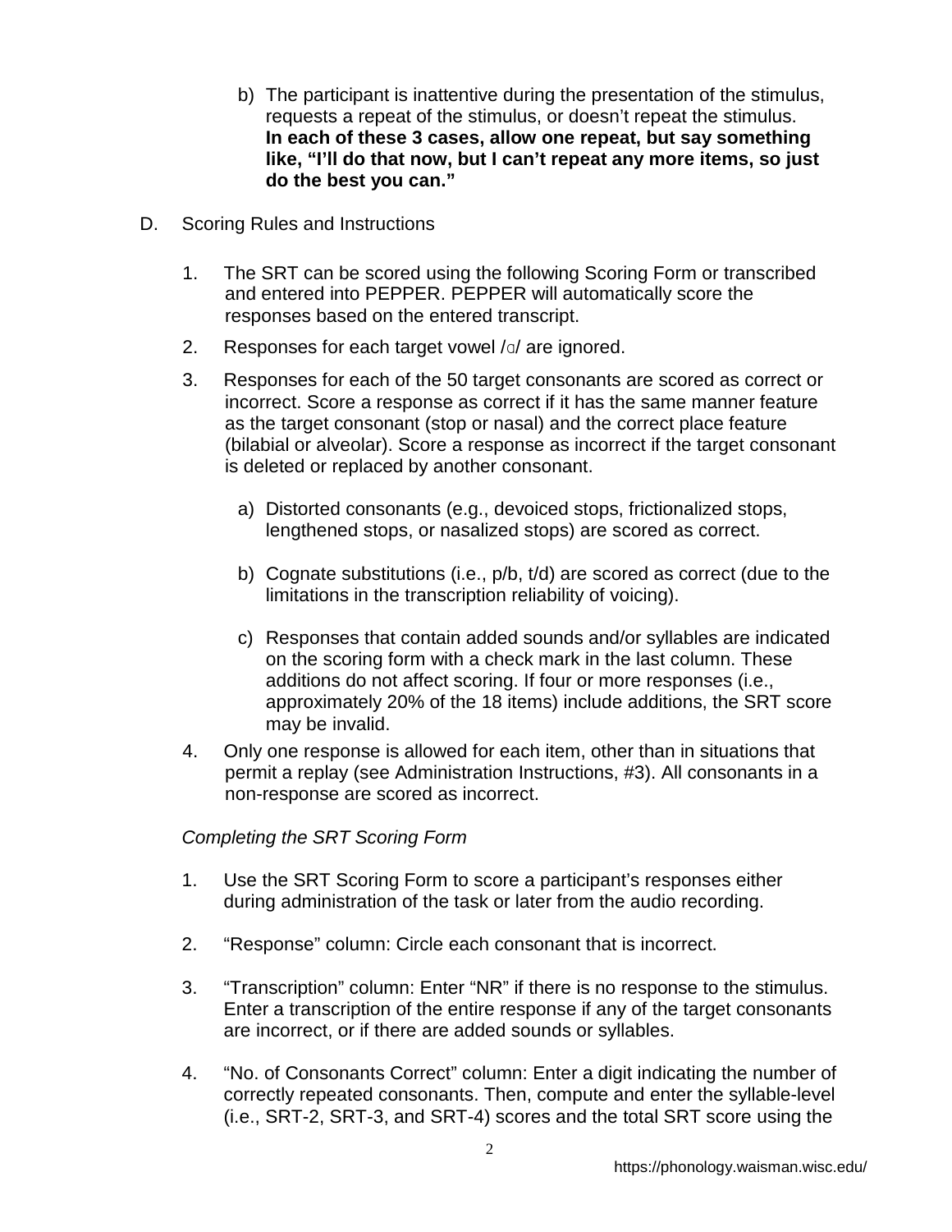b) The participant is inattentive during the presentation of the stimulus, requests a repeat of the stimulus, or doesn't repeat the stimulus. **In each of these 3 cases, allow one repeat, but say something like, "I'll do that now, but I can't repeat any more items, so just do the best you can."**

D. Scoring Rules and Instructions

1. The SRT can be scored using the following Scoring Form or transcribed and entered into PEPPER. PEPPER will automatically score the responses based on the entered transcript.

2. Responses for each target vowel /ɑ/ are ignored.

3. Responses for each of the 50 target consonants are scored as correct or incorrect. Score a response as correct if it has the same manner feature as the target consonant (stop or nasal) and the correct place feature (bilabial or alveolar). Score a response as incorrect if the target consonant is deleted or replaced by another consonant.

   a) Distorted consonants (e.g., devoiced stops, frictionalized stops, lengthened stops, or nasalized stops) are scored as correct.

   b) Cognate substitutions (i.e., p/b, t/d) are scored as correct (due to the limitations in the transcription reliability of voicing).

   c) Responses that contain added sounds and/or syllables are indicated on the scoring form with a check mark in the last column. These additions do not affect scoring. If four or more responses (i.e., approximately 20% of the 18 items) include additions, the SRT score may be invalid.

4. Only one response is allowed for each item, other than in situations that permit a replay (see Administration Instructions, #3). All consonants in a non-response are scored as incorrect.

*Completing the SRT Scoring Form*

1. Use the SRT Scoring Form to score a participant's responses either during administration of the task or later from the audio recording.

2. "Response" column: Circle each consonant that is incorrect.

3. "Transcription" column: Enter "NR" if there is no response to the stimulus. Enter a transcription of the entire response if any of the target consonants are incorrect, or if there are added sounds or syllables.

4. "No. of Consonants Correct" column: Enter a digit indicating the number of correctly repeated consonants. Then, compute and enter the syllable-level (i.e., SRT-2, SRT-3, and SRT-4) scores and the total SRT score using the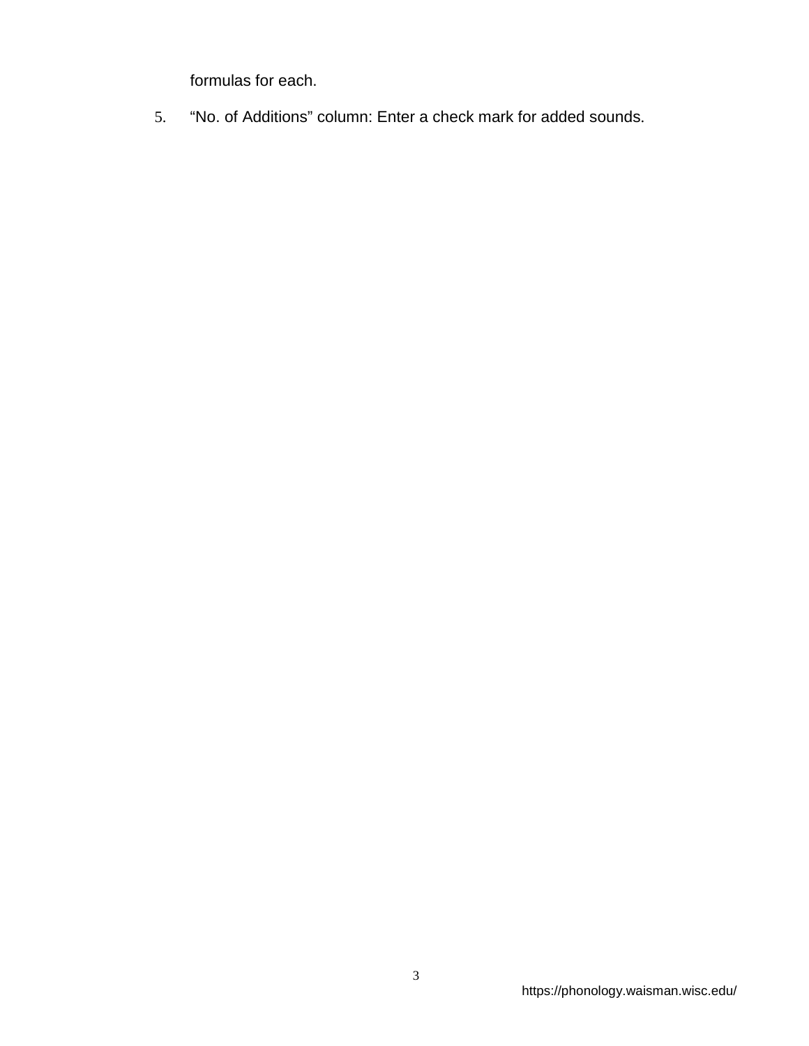formulas for each.

5. “No. of Additions” column: Enter a check mark for added sounds.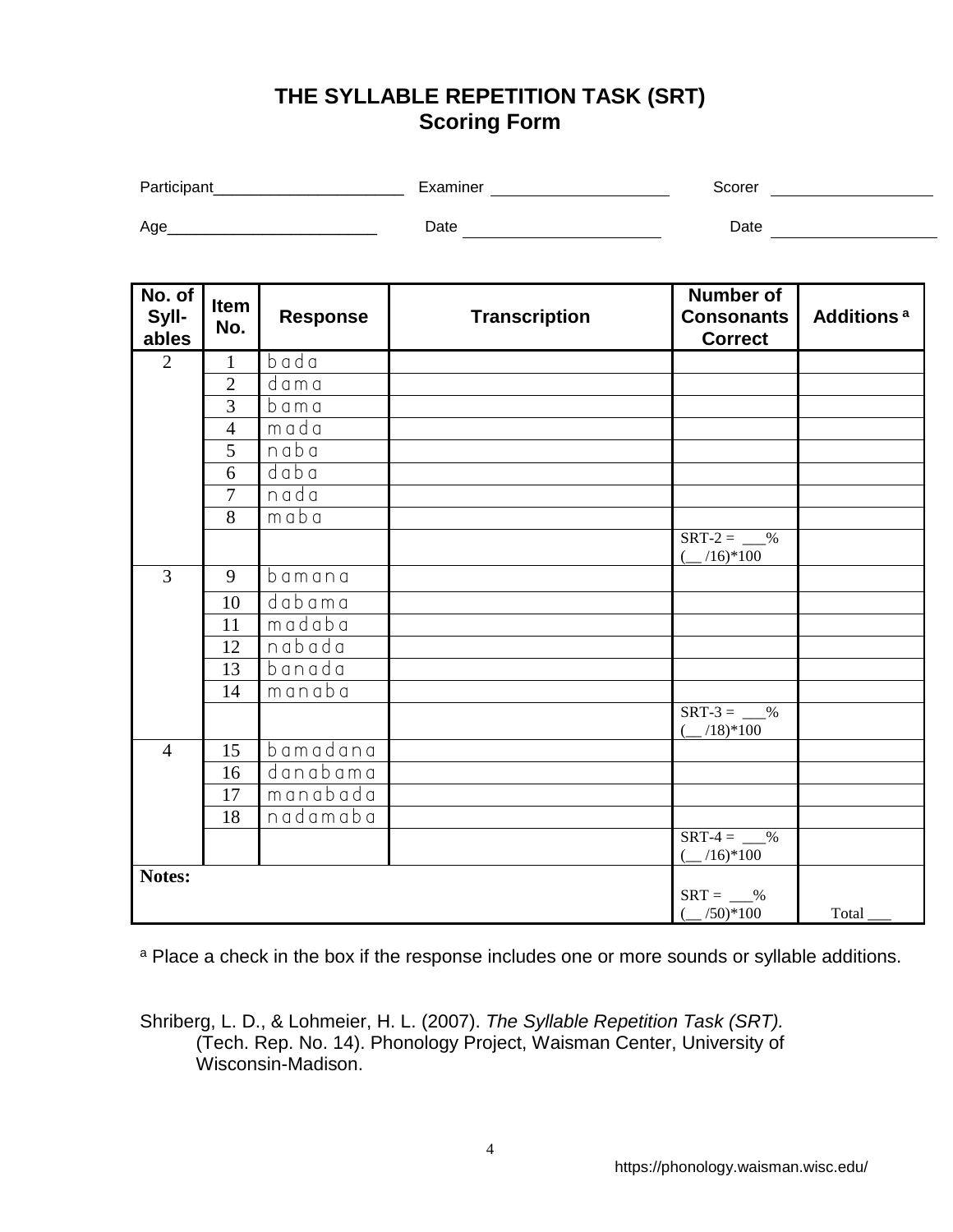# THE SYLLABLE REPETITION TASK (SRT)
## Scoring Form

Participant______________________ Examiner ____________________ Scorer ____________________

Age________________________ Date ______________________ Date ____________________

| No. of Syll-ables | Item No. | Response | Transcription | Number of Consonants Correct | Additions [a] |
|---|---|---|---|---|---|
| 2 | 1 | bada | | | |
| | 2 | dama | | | |
| | 3 | bama | | | |
| | 4 | mada | | | |
| | 5 | naba | | | |
| | 6 | daba | | | |
| | 7 | nada | | | |
| | 8 | maba | | | |
| | | | | SRT-2 = ___% (__ /16)*100 | |
| 3 | 9 | bamana | | | |
| | 10 | dabama | | | |
| | 11 | madaba | | | |
| | 12 | nabada | | | |
| | 13 | banada | | | |
| | 14 | manaba | | | |
| | | | | SRT-3 = ___% (__ /18)*100 | |
| 4 | 15 | bamadana | | | |
| | 16 | danabama | | | |
| | 17 | manabada | | | |
| | 18 | nadamaba | | | |
| | | | | SRT-4 = ___% (__ /16)*100 | |
| **Notes:** | | | | SRT = ___% (__ /50)*100 | Total ___ |

[a] Place a check in the box if the response includes one or more sounds or syllable additions.

Shriberg, L. D., & Lohmeier, H. L. (2007). *The Syllable Repetition Task (SRT).* (Tech. Rep. No. 14). Phonology Project, Waisman Center, University of Wisconsin-Madison.

https://phonology.waisman.wisc.edu/